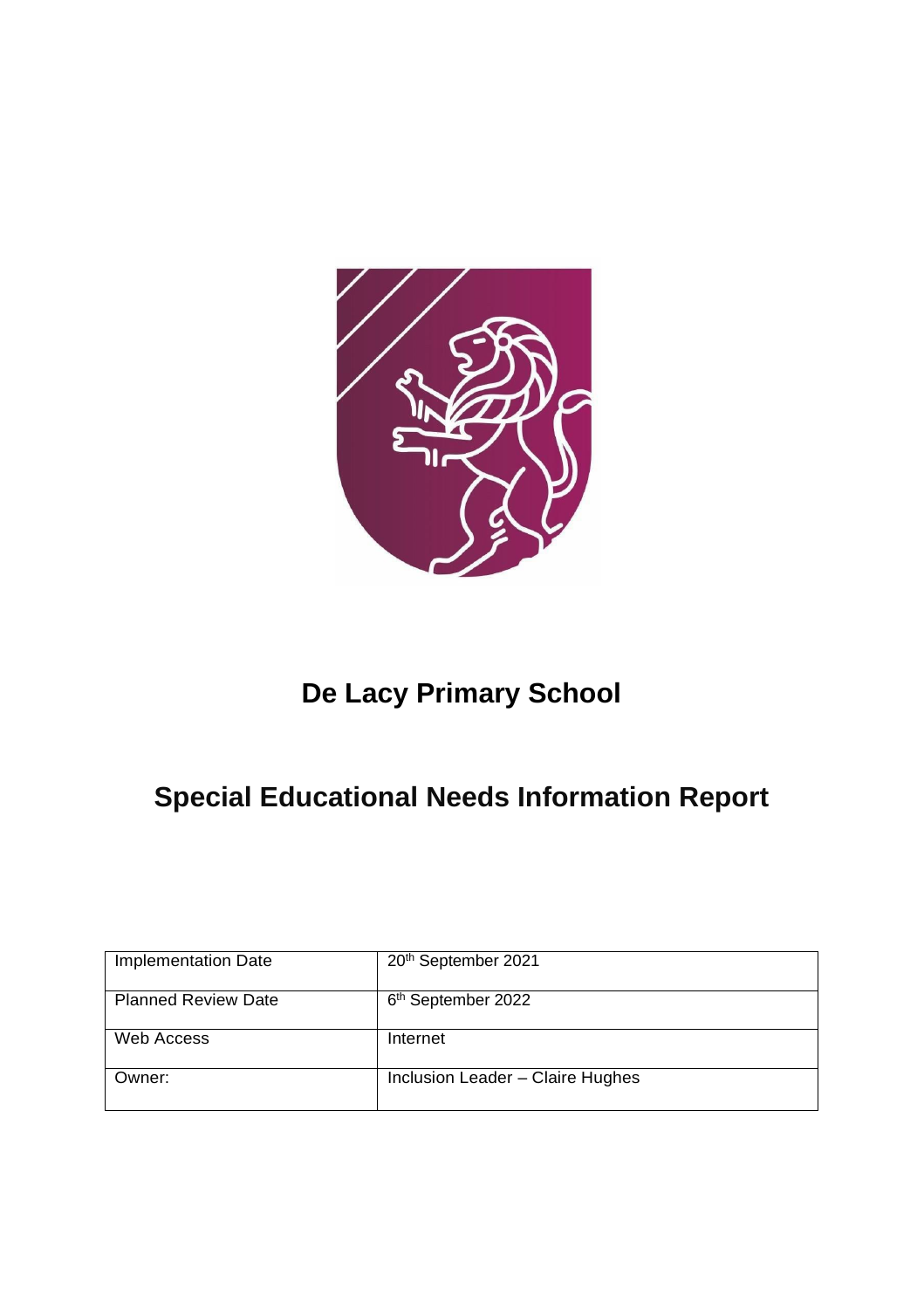# De Lacy Primary School

# Special Educational Needs Information Report

| Implementation Date | 20th September 2021 |
|---|---|
| Planned Review Date | 6th September 2022 |
| Web Access | Internet |
| Owner: | Inclusion Leader – Claire Hughes |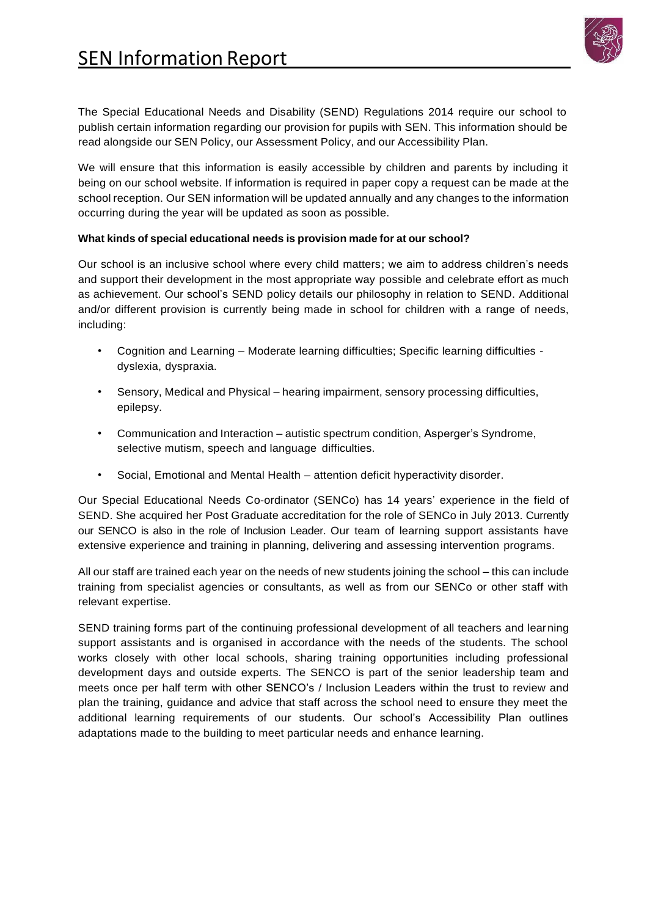# SEN Information Report

The Special Educational Needs and Disability (SEND) Regulations 2014 require our school to publish certain information regarding our provision for pupils with SEN. This information should be read alongside our SEN Policy, our Assessment Policy, and our Accessibility Plan.

We will ensure that this information is easily accessible by children and parents by including it being on our school website. If information is required in paper copy a request can be made at the school reception. Our SEN information will be updated annually and any changes to the information occurring during the year will be updated as soon as possible.

**What kinds of special educational needs is provision made for at our school?**

Our school is an inclusive school where every child matters; we aim to address children's needs and support their development in the most appropriate way possible and celebrate effort as much as achievement. Our school's SEND policy details our philosophy in relation to SEND. Additional and/or different provision is currently being made in school for children with a range of needs, including:

- Cognition and Learning – Moderate learning difficulties; Specific learning difficulties - dyslexia, dyspraxia.
- Sensory, Medical and Physical – hearing impairment, sensory processing difficulties, epilepsy.
- Communication and Interaction – autistic spectrum condition, Asperger's Syndrome, selective mutism, speech and language difficulties.
- Social, Emotional and Mental Health – attention deficit hyperactivity disorder.

Our Special Educational Needs Co-ordinator (SENCo) has 14 years' experience in the field of SEND. She acquired her Post Graduate accreditation for the role of SENCo in July 2013. Currently our SENCO is also in the role of Inclusion Leader. Our team of learning support assistants have extensive experience and training in planning, delivering and assessing intervention programs.

All our staff are trained each year on the needs of new students joining the school – this can include training from specialist agencies or consultants, as well as from our SENCo or other staff with relevant expertise.

SEND training forms part of the continuing professional development of all teachers and learning support assistants and is organised in accordance with the needs of the students. The school works closely with other local schools, sharing training opportunities including professional development days and outside experts. The SENCO is part of the senior leadership team and meets once per half term with other SENCO's / Inclusion Leaders within the trust to review and plan the training, guidance and advice that staff across the school need to ensure they meet the additional learning requirements of our students. Our school's Accessibility Plan outlines adaptations made to the building to meet particular needs and enhance learning.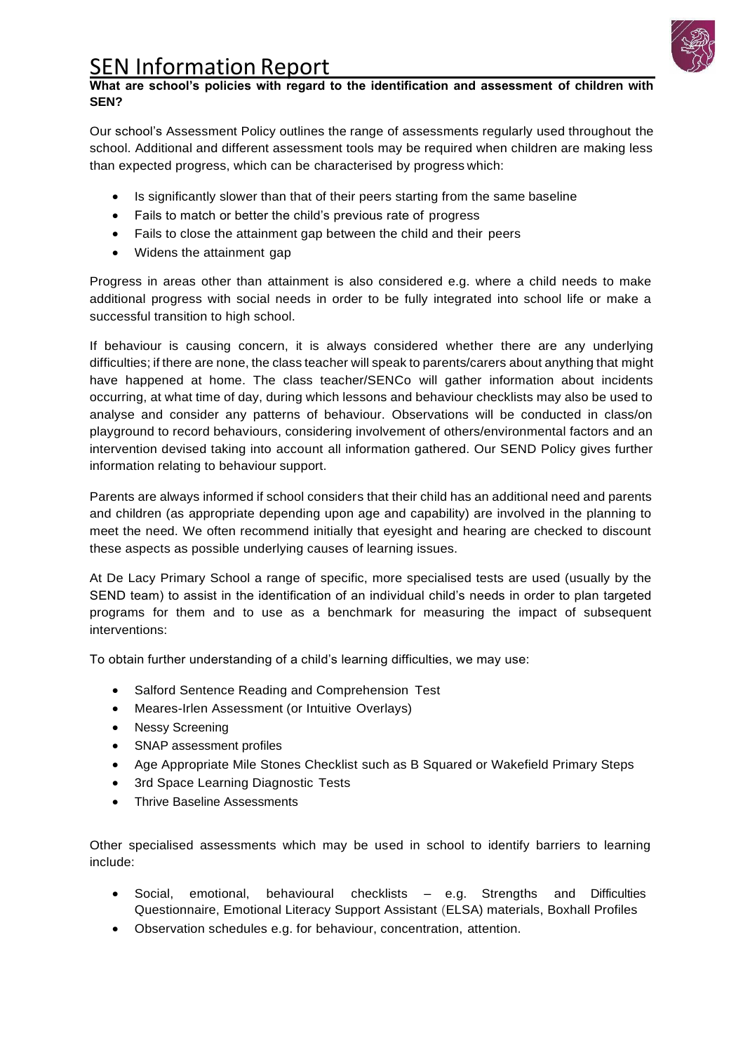# SEN Information Report

**What are school's policies with regard to the identification and assessment of children with SEN?**

Our school's Assessment Policy outlines the range of assessments regularly used throughout the school. Additional and different assessment tools may be required when children are making less than expected progress, which can be characterised by progress which:

- Is significantly slower than that of their peers starting from the same baseline
- Fails to match or better the child's previous rate of progress
- Fails to close the attainment gap between the child and their peers
- Widens the attainment gap

Progress in areas other than attainment is also considered e.g. where a child needs to make additional progress with social needs in order to be fully integrated into school life or make a successful transition to high school.

If behaviour is causing concern, it is always considered whether there are any underlying difficulties; if there are none, the class teacher will speak to parents/carers about anything that might have happened at home. The class teacher/SENCo will gather information about incidents occurring, at what time of day, during which lessons and behaviour checklists may also be used to analyse and consider any patterns of behaviour. Observations will be conducted in class/on playground to record behaviours, considering involvement of others/environmental factors and an intervention devised taking into account all information gathered. Our SEND Policy gives further information relating to behaviour support.

Parents are always informed if school considers that their child has an additional need and parents and children (as appropriate depending upon age and capability) are involved in the planning to meet the need. We often recommend initially that eyesight and hearing are checked to discount these aspects as possible underlying causes of learning issues.

At De Lacy Primary School a range of specific, more specialised tests are used (usually by the SEND team) to assist in the identification of an individual child's needs in order to plan targeted programs for them and to use as a benchmark for measuring the impact of subsequent interventions:

To obtain further understanding of a child's learning difficulties, we may use:

- Salford Sentence Reading and Comprehension Test
- Meares-Irlen Assessment (or Intuitive Overlays)
- Nessy Screening
- SNAP assessment profiles
- Age Appropriate Mile Stones Checklist such as B Squared or Wakefield Primary Steps
- 3rd Space Learning Diagnostic Tests
- Thrive Baseline Assessments

Other specialised assessments which may be used in school to identify barriers to learning include:

- Social, emotional, behavioural checklists – e.g. Strengths and Difficulties Questionnaire, Emotional Literacy Support Assistant (ELSA) materials, Boxhall Profiles
- Observation schedules e.g. for behaviour, concentration, attention.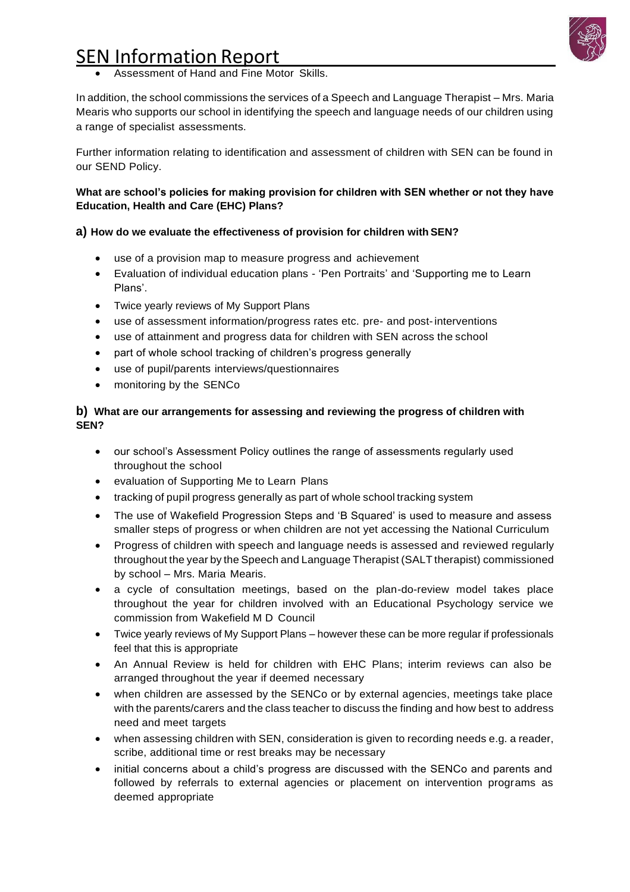- Assessment of Hand and Fine Motor Skills.

In addition, the school commissions the services of a Speech and Language Therapist – Mrs. Maria Mearis who supports our school in identifying the speech and language needs of our children using a range of specialist assessments.

Further information relating to identification and assessment of children with SEN can be found in our SEND Policy.

**What are school's policies for making provision for children with SEN whether or not they have Education, Health and Care (EHC) Plans?**

**a) How do we evaluate the effectiveness of provision for children with SEN?**

- use of a provision map to measure progress and achievement
- Evaluation of individual education plans - 'Pen Portraits' and 'Supporting me to Learn Plans'.
- Twice yearly reviews of My Support Plans
- use of assessment information/progress rates etc. pre- and post-interventions
- use of attainment and progress data for children with SEN across the school
- part of whole school tracking of children's progress generally
- use of pupil/parents interviews/questionnaires
- monitoring by the SENCo

**b) What are our arrangements for assessing and reviewing the progress of children with SEN?**

- our school's Assessment Policy outlines the range of assessments regularly used throughout the school
- evaluation of Supporting Me to Learn Plans
- tracking of pupil progress generally as part of whole school tracking system
- The use of Wakefield Progression Steps and 'B Squared' is used to measure and assess smaller steps of progress or when children are not yet accessing the National Curriculum
- Progress of children with speech and language needs is assessed and reviewed regularly throughout the year by the Speech and Language Therapist (SALT therapist) commissioned by school – Mrs. Maria Mearis.
- a cycle of consultation meetings, based on the plan-do-review model takes place throughout the year for children involved with an Educational Psychology service we commission from Wakefield M D Council
- Twice yearly reviews of My Support Plans – however these can be more regular if professionals feel that this is appropriate
- An Annual Review is held for children with EHC Plans; interim reviews can also be arranged throughout the year if deemed necessary
- when children are assessed by the SENCo or by external agencies, meetings take place with the parents/carers and the class teacher to discuss the finding and how best to address need and meet targets
- when assessing children with SEN, consideration is given to recording needs e.g. a reader, scribe, additional time or rest breaks may be necessary
- initial concerns about a child's progress are discussed with the SENCo and parents and followed by referrals to external agencies or placement on intervention programs as deemed appropriate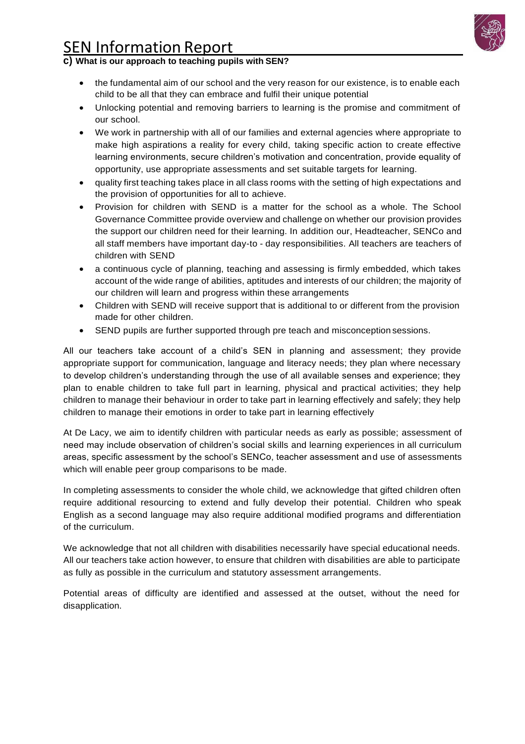# SEN Information Report

**c) What is our approach to teaching pupils with SEN?**

- the fundamental aim of our school and the very reason for our existence, is to enable each child to be all that they can embrace and fulfil their unique potential
- Unlocking potential and removing barriers to learning is the promise and commitment of our school.
- We work in partnership with all of our families and external agencies where appropriate to make high aspirations a reality for every child, taking specific action to create effective learning environments, secure children's motivation and concentration, provide equality of opportunity, use appropriate assessments and set suitable targets for learning.
- quality first teaching takes place in all class rooms with the setting of high expectations and the provision of opportunities for all to achieve.
- Provision for children with SEND is a matter for the school as a whole. The School Governance Committee provide overview and challenge on whether our provision provides the support our children need for their learning. In addition our, Headteacher, SENCo and all staff members have important day-to - day responsibilities. All teachers are teachers of children with SEND
- a continuous cycle of planning, teaching and assessing is firmly embedded, which takes account of the wide range of abilities, aptitudes and interests of our children; the majority of our children will learn and progress within these arrangements
- Children with SEND will receive support that is additional to or different from the provision made for other children.
- SEND pupils are further supported through pre teach and misconception sessions.

All our teachers take account of a child's SEN in planning and assessment; they provide appropriate support for communication, language and literacy needs; they plan where necessary to develop children's understanding through the use of all available senses and experience; they plan to enable children to take full part in learning, physical and practical activities; they help children to manage their behaviour in order to take part in learning effectively and safely; they help children to manage their emotions in order to take part in learning effectively

At De Lacy, we aim to identify children with particular needs as early as possible; assessment of need may include observation of children's social skills and learning experiences in all curriculum areas, specific assessment by the school's SENCo, teacher assessment and use of assessments which will enable peer group comparisons to be made.

In completing assessments to consider the whole child, we acknowledge that gifted children often require additional resourcing to extend and fully develop their potential. Children who speak English as a second language may also require additional modified programs and differentiation of the curriculum.

We acknowledge that not all children with disabilities necessarily have special educational needs. All our teachers take action however, to ensure that children with disabilities are able to participate as fully as possible in the curriculum and statutory assessment arrangements.

Potential areas of difficulty are identified and assessed at the outset, without the need for disapplication.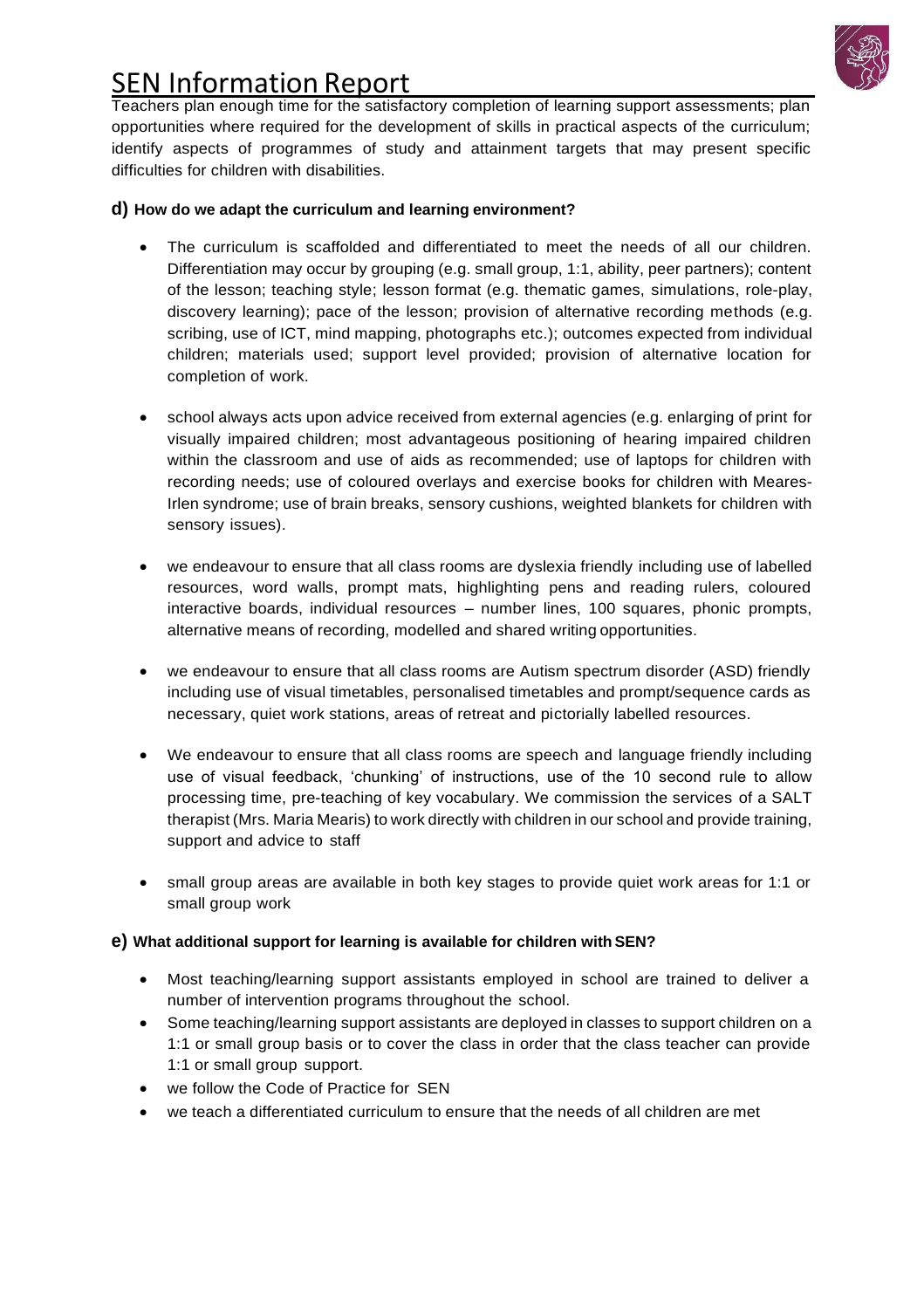Teachers plan enough time for the satisfactory completion of learning support assessments; plan opportunities where required for the development of skills in practical aspects of the curriculum; identify aspects of programmes of study and attainment targets that may present specific difficulties for children with disabilities.

### d) How do we adapt the curriculum and learning environment?

- The curriculum is scaffolded and differentiated to meet the needs of all our children. Differentiation may occur by grouping (e.g. small group, 1:1, ability, peer partners); content of the lesson; teaching style; lesson format (e.g. thematic games, simulations, role-play, discovery learning); pace of the lesson; provision of alternative recording methods (e.g. scribing, use of ICT, mind mapping, photographs etc.); outcomes expected from individual children; materials used; support level provided; provision of alternative location for completion of work.

- school always acts upon advice received from external agencies (e.g. enlarging of print for visually impaired children; most advantageous positioning of hearing impaired children within the classroom and use of aids as recommended; use of laptops for children with recording needs; use of coloured overlays and exercise books for children with Meares-Irlen syndrome; use of brain breaks, sensory cushions, weighted blankets for children with sensory issues).

- we endeavour to ensure that all class rooms are dyslexia friendly including use of labelled resources, word walls, prompt mats, highlighting pens and reading rulers, coloured interactive boards, individual resources – number lines, 100 squares, phonic prompts, alternative means of recording, modelled and shared writing opportunities.

- we endeavour to ensure that all class rooms are Autism spectrum disorder (ASD) friendly including use of visual timetables, personalised timetables and prompt/sequence cards as necessary, quiet work stations, areas of retreat and pictorially labelled resources.

- We endeavour to ensure that all class rooms are speech and language friendly including use of visual feedback, 'chunking' of instructions, use of the 10 second rule to allow processing time, pre-teaching of key vocabulary. We commission the services of a SALT therapist (Mrs. Maria Mearis) to work directly with children in our school and provide training, support and advice to staff

- small group areas are available in both key stages to provide quiet work areas for 1:1 or small group work

### e) What additional support for learning is available for children with SEN?

- Most teaching/learning support assistants employed in school are trained to deliver a number of intervention programs throughout the school.
- Some teaching/learning support assistants are deployed in classes to support children on a 1:1 or small group basis or to cover the class in order that the class teacher can provide 1:1 or small group support.
- we follow the Code of Practice for SEN
- we teach a differentiated curriculum to ensure that the needs of all children are met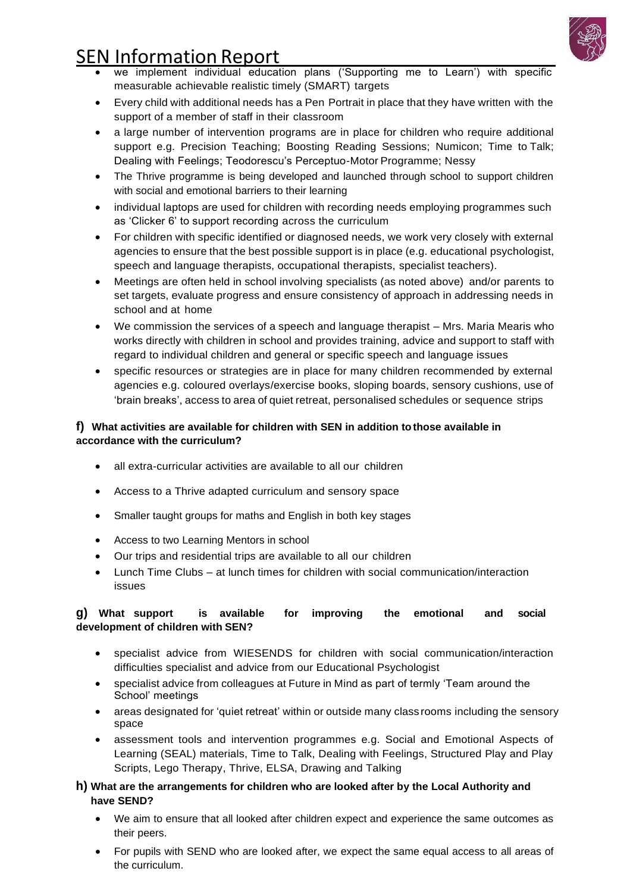- we implement individual education plans ('Supporting me to Learn') with specific measurable achievable realistic timely (SMART) targets
- Every child with additional needs has a Pen Portrait in place that they have written with the support of a member of staff in their classroom
- a large number of intervention programs are in place for children who require additional support e.g. Precision Teaching; Boosting Reading Sessions; Numicon; Time to Talk; Dealing with Feelings; Teodorescu's Perceptuo-Motor Programme; Nessy
- The Thrive programme is being developed and launched through school to support children with social and emotional barriers to their learning
- individual laptops are used for children with recording needs employing programmes such as 'Clicker 6' to support recording across the curriculum
- For children with specific identified or diagnosed needs, we work very closely with external agencies to ensure that the best possible support is in place (e.g. educational psychologist, speech and language therapists, occupational therapists, specialist teachers).
- Meetings are often held in school involving specialists (as noted above) and/or parents to set targets, evaluate progress and ensure consistency of approach in addressing needs in school and at home
- We commission the services of a speech and language therapist – Mrs. Maria Mearis who works directly with children in school and provides training, advice and support to staff with regard to individual children and general or specific speech and language issues
- specific resources or strategies are in place for many children recommended by external agencies e.g. coloured overlays/exercise books, sloping boards, sensory cushions, use of 'brain breaks', access to area of quiet retreat, personalised schedules or sequence strips

### f) What activities are available for children with SEN in addition to those available in accordance with the curriculum?

- all extra-curricular activities are available to all our children
- Access to a Thrive adapted curriculum and sensory space
- Smaller taught groups for maths and English in both key stages
- Access to two Learning Mentors in school
- Our trips and residential trips are available to all our children
- Lunch Time Clubs – at lunch times for children with social communication/interaction issues

### g) What support is available for improving the emotional and social development of children with SEN?

- specialist advice from WIESENDS for children with social communication/interaction difficulties specialist and advice from our Educational Psychologist
- specialist advice from colleagues at Future in Mind as part of termly 'Team around the School' meetings
- areas designated for 'quiet retreat' within or outside many classrooms including the sensory space
- assessment tools and intervention programmes e.g. Social and Emotional Aspects of Learning (SEAL) materials, Time to Talk, Dealing with Feelings, Structured Play and Play Scripts, Lego Therapy, Thrive, ELSA, Drawing and Talking

### h) What are the arrangements for children who are looked after by the Local Authority and have SEND?

- We aim to ensure that all looked after children expect and experience the same outcomes as their peers.
- For pupils with SEND who are looked after, we expect the same equal access to all areas of the curriculum.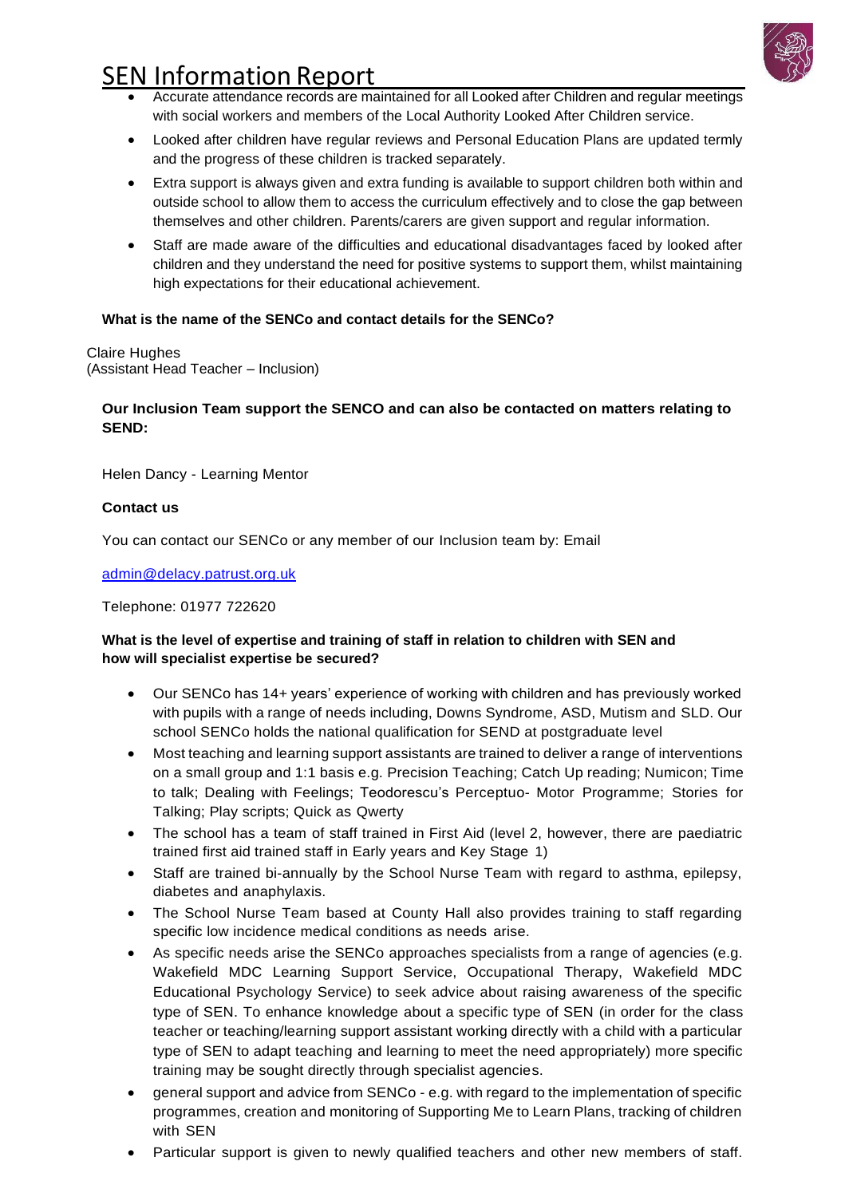- Accurate attendance records are maintained for all Looked after Children and regular meetings with social workers and members of the Local Authority Looked After Children service.
- Looked after children have regular reviews and Personal Education Plans are updated termly and the progress of these children is tracked separately.
- Extra support is always given and extra funding is available to support children both within and outside school to allow them to access the curriculum effectively and to close the gap between themselves and other children. Parents/carers are given support and regular information.
- Staff are made aware of the difficulties and educational disadvantages faced by looked after children and they understand the need for positive systems to support them, whilst maintaining high expectations for their educational achievement.

**What is the name of the SENCo and contact details for the SENCo?**

Claire Hughes
(Assistant Head Teacher – Inclusion)

**Our Inclusion Team support the SENCO and can also be contacted on matters relating to SEND:**

Helen Dancy - Learning Mentor

**Contact us**

You can contact our SENCo or any member of our Inclusion team by: Email

admin@delacy.patrust.org.uk

Telephone: 01977 722620

**What is the level of expertise and training of staff in relation to children with SEN and how will specialist expertise be secured?**

- Our SENCo has 14+ years' experience of working with children and has previously worked with pupils with a range of needs including, Downs Syndrome, ASD, Mutism and SLD. Our school SENCo holds the national qualification for SEND at postgraduate level
- Most teaching and learning support assistants are trained to deliver a range of interventions on a small group and 1:1 basis e.g. Precision Teaching; Catch Up reading; Numicon; Time to talk; Dealing with Feelings; Teodorescu's Perceptuo- Motor Programme; Stories for Talking; Play scripts; Quick as Qwerty
- The school has a team of staff trained in First Aid (level 2, however, there are paediatric trained first aid trained staff in Early years and Key Stage 1)
- Staff are trained bi-annually by the School Nurse Team with regard to asthma, epilepsy, diabetes and anaphylaxis.
- The School Nurse Team based at County Hall also provides training to staff regarding specific low incidence medical conditions as needs arise.
- As specific needs arise the SENCo approaches specialists from a range of agencies (e.g. Wakefield MDC Learning Support Service, Occupational Therapy, Wakefield MDC Educational Psychology Service) to seek advice about raising awareness of the specific type of SEN. To enhance knowledge about a specific type of SEN (in order for the class teacher or teaching/learning support assistant working directly with a child with a particular type of SEN to adapt teaching and learning to meet the need appropriately) more specific training may be sought directly through specialist agencies.
- general support and advice from SENCo - e.g. with regard to the implementation of specific programmes, creation and monitoring of Supporting Me to Learn Plans, tracking of children with SEN
- Particular support is given to newly qualified teachers and other new members of staff.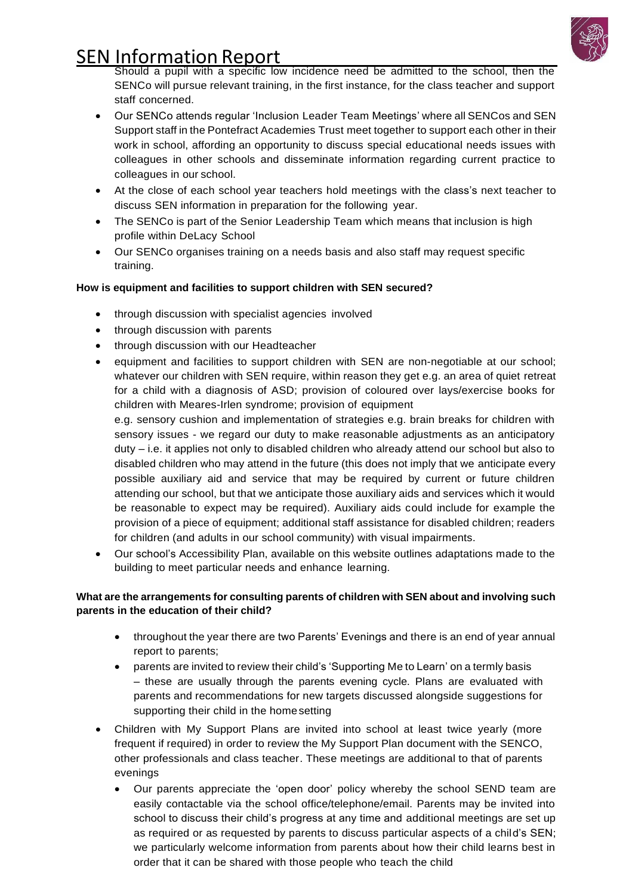Should a pupil with a specific low incidence need be admitted to the school, then the SENCo will pursue relevant training, in the first instance, for the class teacher and support staff concerned.

- Our SENCo attends regular 'Inclusion Leader Team Meetings' where all SENCos and SEN Support staff in the Pontefract Academies Trust meet together to support each other in their work in school, affording an opportunity to discuss special educational needs issues with colleagues in other schools and disseminate information regarding current practice to colleagues in our school.
- At the close of each school year teachers hold meetings with the class's next teacher to discuss SEN information in preparation for the following year.
- The SENCo is part of the Senior Leadership Team which means that inclusion is high profile within DeLacy School
- Our SENCo organises training on a needs basis and also staff may request specific training.

**How is equipment and facilities to support children with SEN secured?**

- through discussion with specialist agencies involved
- through discussion with parents
- through discussion with our Headteacher
- equipment and facilities to support children with SEN are non-negotiable at our school; whatever our children with SEN require, within reason they get e.g. an area of quiet retreat for a child with a diagnosis of ASD; provision of coloured over lays/exercise books for children with Meares-Irlen syndrome; provision of equipment e.g. sensory cushion and implementation of strategies e.g. brain breaks for children with sensory issues - we regard our duty to make reasonable adjustments as an anticipatory duty – i.e. it applies not only to disabled children who already attend our school but also to disabled children who may attend in the future (this does not imply that we anticipate every possible auxiliary aid and service that may be required by current or future children attending our school, but that we anticipate those auxiliary aids and services which it would be reasonable to expect may be required). Auxiliary aids could include for example the provision of a piece of equipment; additional staff assistance for disabled children; readers for children (and adults in our school community) with visual impairments.
- Our school's Accessibility Plan, available on this website outlines adaptations made to the building to meet particular needs and enhance learning.

**What are the arrangements for consulting parents of children with SEN about and involving such parents in the education of their child?**

- throughout the year there are two Parents' Evenings and there is an end of year annual report to parents;
- parents are invited to review their child's 'Supporting Me to Learn' on a termly basis – these are usually through the parents evening cycle. Plans are evaluated with parents and recommendations for new targets discussed alongside suggestions for supporting their child in the home setting
- Children with My Support Plans are invited into school at least twice yearly (more frequent if required) in order to review the My Support Plan document with the SENCO, other professionals and class teacher. These meetings are additional to that of parents evenings
- Our parents appreciate the 'open door' policy whereby the school SEND team are easily contactable via the school office/telephone/email. Parents may be invited into school to discuss their child's progress at any time and additional meetings are set up as required or as requested by parents to discuss particular aspects of a child's SEN; we particularly welcome information from parents about how their child learns best in order that it can be shared with those people who teach the child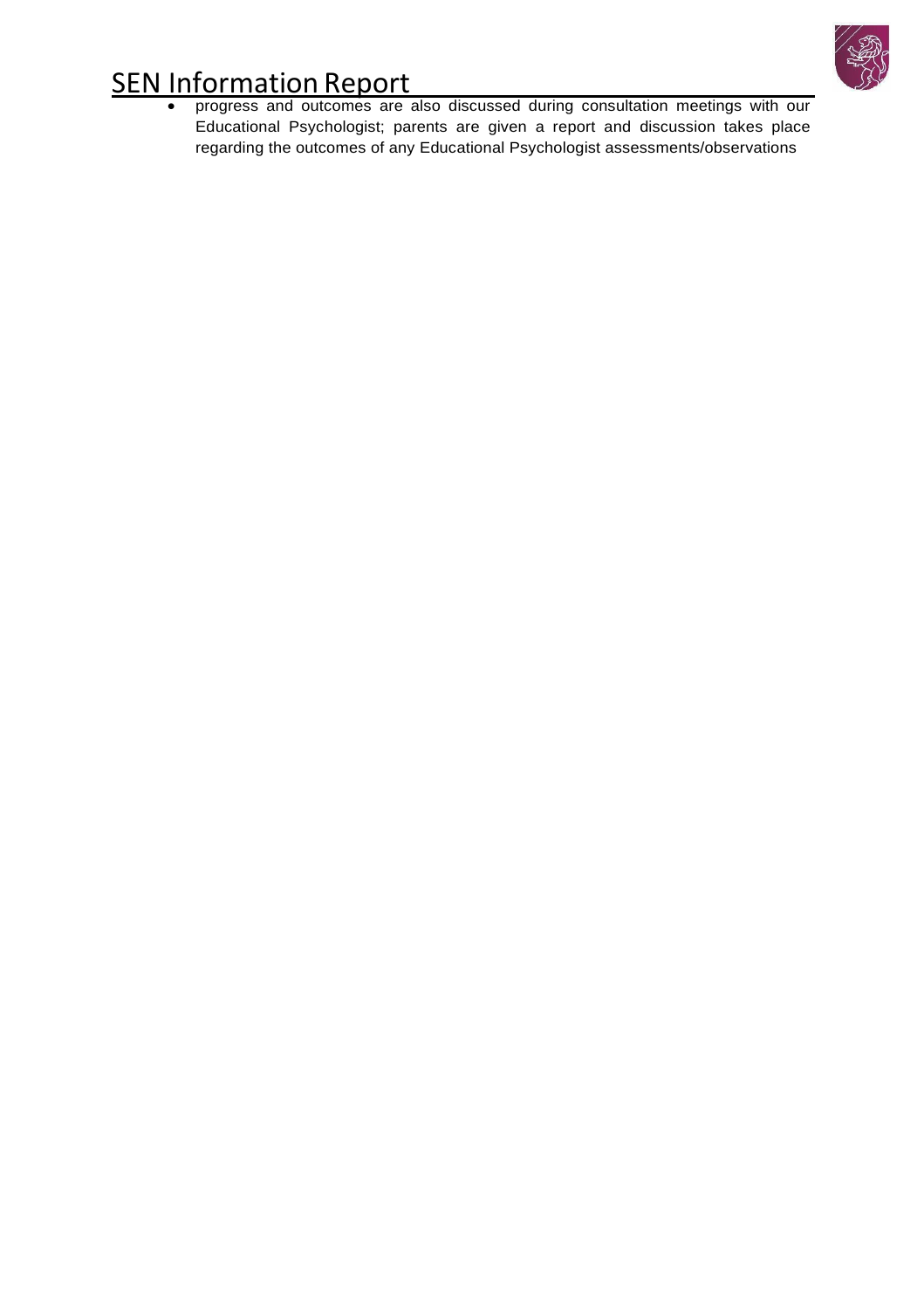- progress and outcomes are also discussed during consultation meetings with our Educational Psychologist; parents are given a report and discussion takes place regarding the outcomes of any Educational Psychologist assessments/observations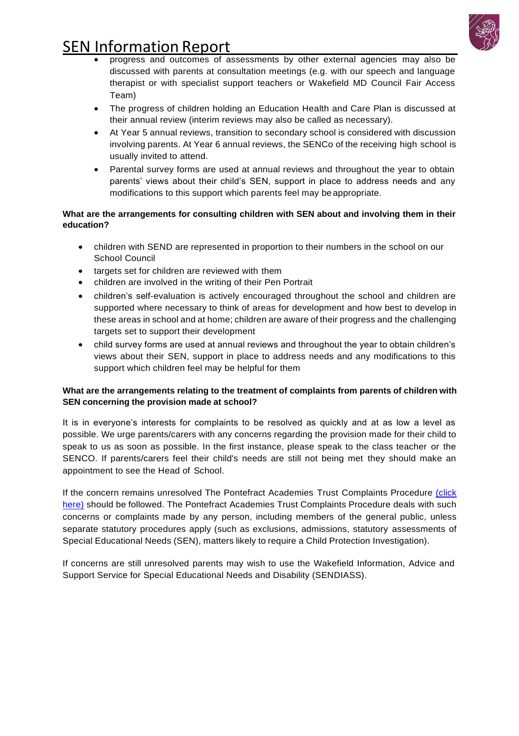- progress and outcomes of assessments by other external agencies may also be discussed with parents at consultation meetings (e.g. with our speech and language therapist or with specialist support teachers or Wakefield MD Council Fair Access Team)
- The progress of children holding an Education Health and Care Plan is discussed at their annual review (interim reviews may also be called as necessary).
- At Year 5 annual reviews, transition to secondary school is considered with discussion involving parents. At Year 6 annual reviews, the SENCo of the receiving high school is usually invited to attend.
- Parental survey forms are used at annual reviews and throughout the year to obtain parents' views about their child's SEN, support in place to address needs and any modifications to this support which parents feel may be appropriate.

**What are the arrangements for consulting children with SEN about and involving them in their education?**

- children with SEND are represented in proportion to their numbers in the school on our School Council
- targets set for children are reviewed with them
- children are involved in the writing of their Pen Portrait
- children's self-evaluation is actively encouraged throughout the school and children are supported where necessary to think of areas for development and how best to develop in these areas in school and at home; children are aware of their progress and the challenging targets set to support their development
- child survey forms are used at annual reviews and throughout the year to obtain children's views about their SEN, support in place to address needs and any modifications to this support which children feel may be helpful for them

**What are the arrangements relating to the treatment of complaints from parents of children with SEN concerning the provision made at school?**

It is in everyone's interests for complaints to be resolved as quickly and at as low a level as possible. We urge parents/carers with any concerns regarding the provision made for their child to speak to us as soon as possible. In the first instance, please speak to the class teacher or the SENCO. If parents/carers feel their child's needs are still not being met they should make an appointment to see the Head of School.

If the concern remains unresolved The Pontefract Academies Trust Complaints Procedure (click here) should be followed. The Pontefract Academies Trust Complaints Procedure deals with such concerns or complaints made by any person, including members of the general public, unless separate statutory procedures apply (such as exclusions, admissions, statutory assessments of Special Educational Needs (SEN), matters likely to require a Child Protection Investigation).

If concerns are still unresolved parents may wish to use the Wakefield Information, Advice and Support Service for Special Educational Needs and Disability (SENDIASS).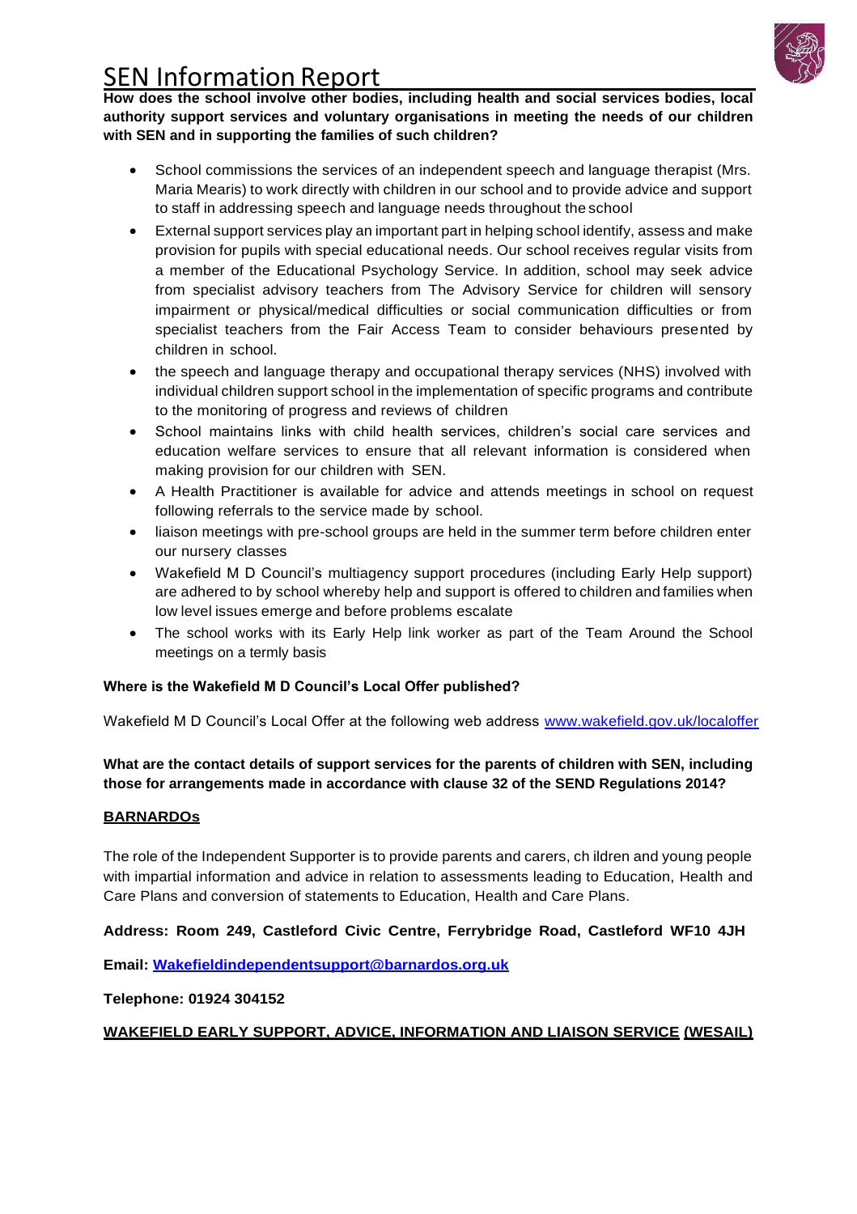# SEN Information Report

**How does the school involve other bodies, including health and social services bodies, local authority support services and voluntary organisations in meeting the needs of our children with SEN and in supporting the families of such children?**

- School commissions the services of an independent speech and language therapist (Mrs. Maria Mearis) to work directly with children in our school and to provide advice and support to staff in addressing speech and language needs throughout the school
- External support services play an important part in helping school identify, assess and make provision for pupils with special educational needs. Our school receives regular visits from a member of the Educational Psychology Service. In addition, school may seek advice from specialist advisory teachers from The Advisory Service for children will sensory impairment or physical/medical difficulties or social communication difficulties or from specialist teachers from the Fair Access Team to consider behaviours presented by children in school.
- the speech and language therapy and occupational therapy services (NHS) involved with individual children support school in the implementation of specific programs and contribute to the monitoring of progress and reviews of children
- School maintains links with child health services, children's social care services and education welfare services to ensure that all relevant information is considered when making provision for our children with SEN.
- A Health Practitioner is available for advice and attends meetings in school on request following referrals to the service made by school.
- liaison meetings with pre-school groups are held in the summer term before children enter our nursery classes
- Wakefield M D Council's multiagency support procedures (including Early Help support) are adhered to by school whereby help and support is offered to children and families when low level issues emerge and before problems escalate
- The school works with its Early Help link worker as part of the Team Around the School meetings on a termly basis

**Where is the Wakefield M D Council's Local Offer published?**

Wakefield M D Council's Local Offer at the following web address [www.wakefield.gov.uk/localoffer](www.wakefield.gov.uk/localoffer)

**What are the contact details of support services for the parents of children with SEN, including those for arrangements made in accordance with clause 32 of the SEND Regulations 2014?**

**BARNARDOs**

The role of the Independent Supporter is to provide parents and carers, children and young people with impartial information and advice in relation to assessments leading to Education, Health and Care Plans and conversion of statements to Education, Health and Care Plans.

**Address: Room 249, Castleford Civic Centre, Ferrybridge Road, Castleford WF10 4JH**

**Email: [Wakefieldindependentsupport@barnardos.org.uk](mailto:Wakefieldindependentsupport@barnardos.org.uk)**

**Telephone: 01924 304152**

**WAKEFIELD EARLY SUPPORT, ADVICE, INFORMATION AND LIAISON SERVICE (WESAIL)**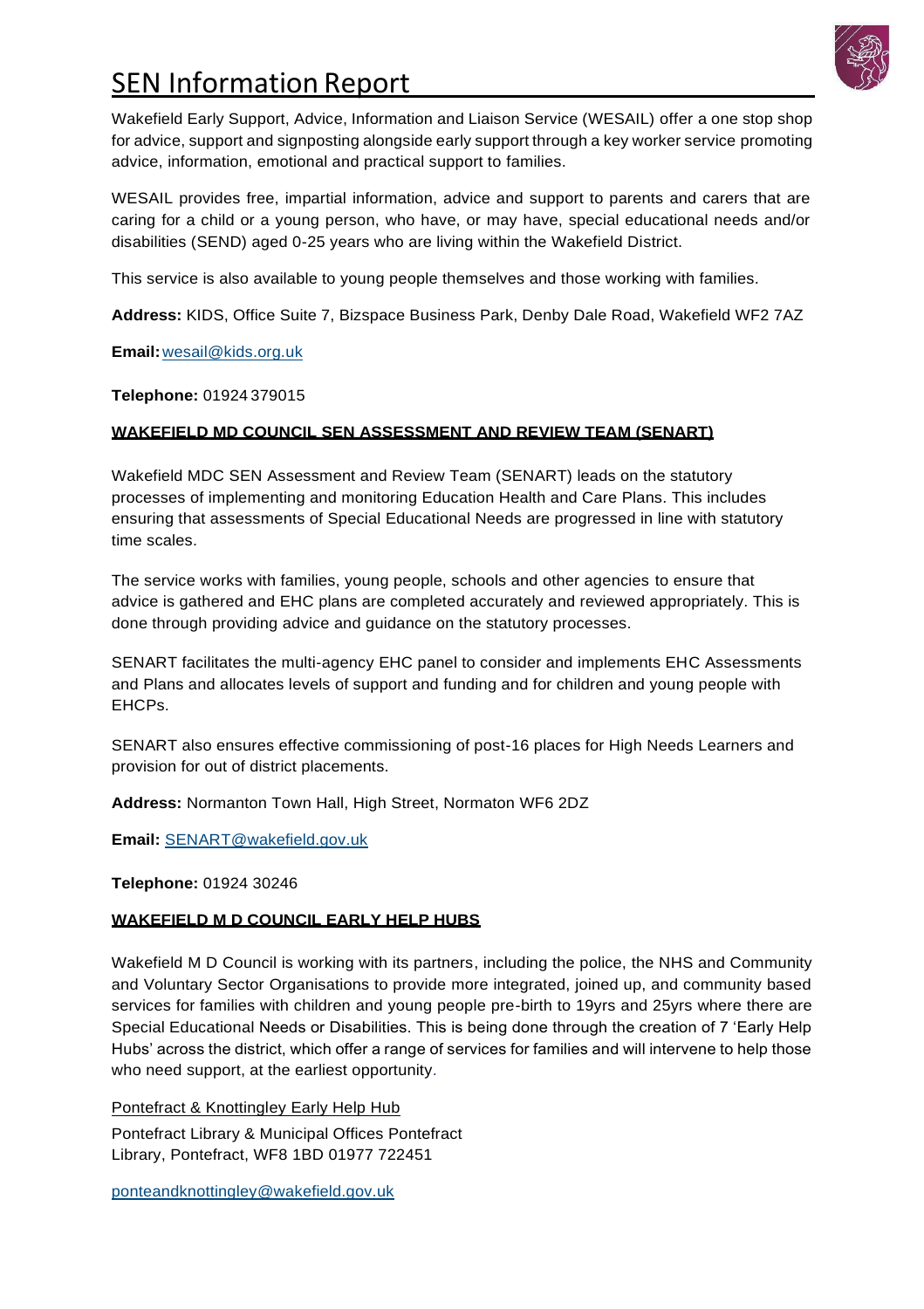# SEN Information Report

Wakefield Early Support, Advice, Information and Liaison Service (WESAIL) offer a one stop shop for advice, support and signposting alongside early support through a key worker service promoting advice, information, emotional and practical support to families.

WESAIL provides free, impartial information, advice and support to parents and carers that are caring for a child or a young person, who have, or may have, special educational needs and/or disabilities (SEND) aged 0-25 years who are living within the Wakefield District.

This service is also available to young people themselves and those working with families.

**Address:** KIDS, Office Suite 7, Bizspace Business Park, Denby Dale Road, Wakefield WF2 7AZ

**Email:** wesail@kids.org.uk

**Telephone:** 01924 379015

**WAKEFIELD MD COUNCIL SEN ASSESSMENT AND REVIEW TEAM (SENART)**

Wakefield MDC SEN Assessment and Review Team (SENART) leads on the statutory processes of implementing and monitoring Education Health and Care Plans. This includes ensuring that assessments of Special Educational Needs are progressed in line with statutory time scales.

The service works with families, young people, schools and other agencies to ensure that advice is gathered and EHC plans are completed accurately and reviewed appropriately. This is done through providing advice and guidance on the statutory processes.

SENART facilitates the multi-agency EHC panel to consider and implements EHC Assessments and Plans and allocates levels of support and funding and for children and young people with EHCPs.

SENART also ensures effective commissioning of post-16 places for High Needs Learners and provision for out of district placements.

**Address:** Normanton Town Hall, High Street, Normaton WF6 2DZ

**Email:** SENART@wakefield.gov.uk

**Telephone:** 01924 30246

**WAKEFIELD M D COUNCIL EARLY HELP HUBS**

Wakefield M D Council is working with its partners, including the police, the NHS and Community and Voluntary Sector Organisations to provide more integrated, joined up, and community based services for families with children and young people pre-birth to 19yrs and 25yrs where there are Special Educational Needs or Disabilities. This is being done through the creation of 7 'Early Help Hubs' across the district, which offer a range of services for families and will intervene to help those who need support, at the earliest opportunity.

Pontefract & Knottingley Early Help Hub

Pontefract Library & Municipal Offices Pontefract Library, Pontefract, WF8 1BD 01977 722451

ponteandknottingley@wakefield.gov.uk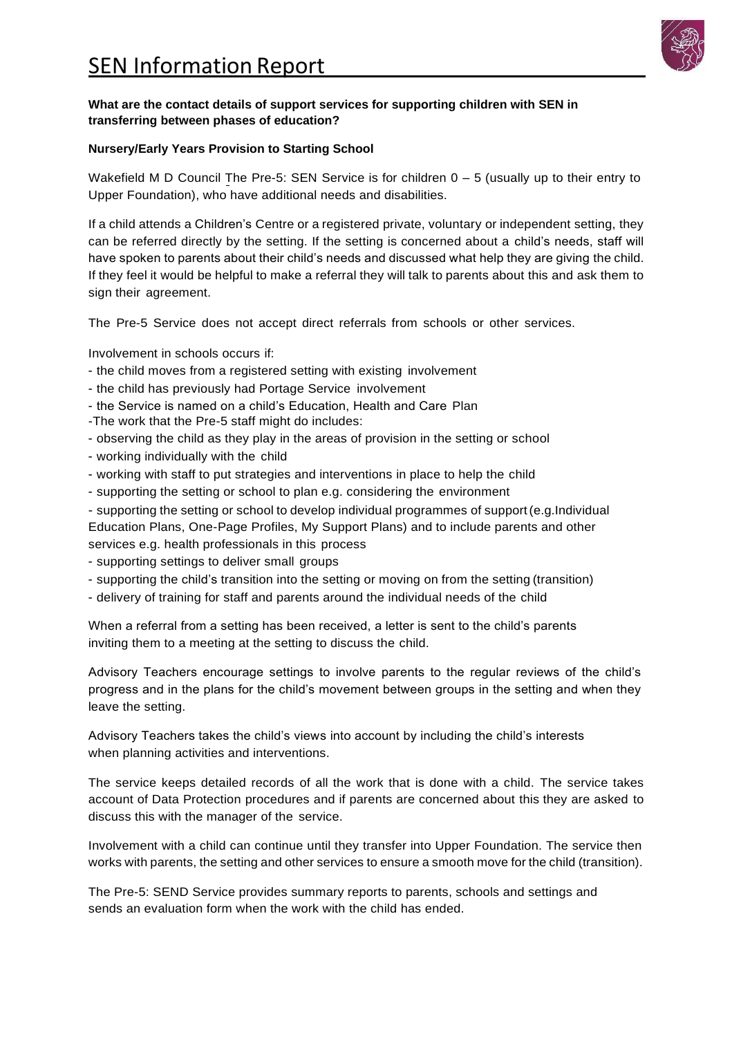**What are the contact details of support services for supporting children with SEN in transferring between phases of education?**

**Nursery/Early Years Provision to Starting School**

Wakefield M D Council The Pre-5: SEN Service is for children 0 – 5 (usually up to their entry to Upper Foundation), who have additional needs and disabilities.

If a child attends a Children's Centre or a registered private, voluntary or independent setting, they can be referred directly by the setting. If the setting is concerned about a child's needs, staff will have spoken to parents about their child's needs and discussed what help they are giving the child. If they feel it would be helpful to make a referral they will talk to parents about this and ask them to sign their agreement.

The Pre-5 Service does not accept direct referrals from schools or other services.

Involvement in schools occurs if:

- the child moves from a registered setting with existing involvement
- the child has previously had Portage Service involvement
- the Service is named on a child's Education, Health and Care Plan
-The work that the Pre-5 staff might do includes:
- observing the child as they play in the areas of provision in the setting or school
- working individually with the child
- working with staff to put strategies and interventions in place to help the child
- supporting the setting or school to plan e.g. considering the environment
- supporting the setting or school to develop individual programmes of support (e.g.Individual Education Plans, One-Page Profiles, My Support Plans) and to include parents and other services e.g. health professionals in this process
- supporting settings to deliver small groups
- supporting the child's transition into the setting or moving on from the setting (transition)
- delivery of training for staff and parents around the individual needs of the child

When a referral from a setting has been received, a letter is sent to the child's parents inviting them to a meeting at the setting to discuss the child.

Advisory Teachers encourage settings to involve parents to the regular reviews of the child's progress and in the plans for the child's movement between groups in the setting and when they leave the setting.

Advisory Teachers takes the child's views into account by including the child's interests when planning activities and interventions.

The service keeps detailed records of all the work that is done with a child. The service takes account of Data Protection procedures and if parents are concerned about this they are asked to discuss this with the manager of the service.

Involvement with a child can continue until they transfer into Upper Foundation. The service then works with parents, the setting and other services to ensure a smooth move for the child (transition).

The Pre-5: SEND Service provides summary reports to parents, schools and settings and sends an evaluation form when the work with the child has ended.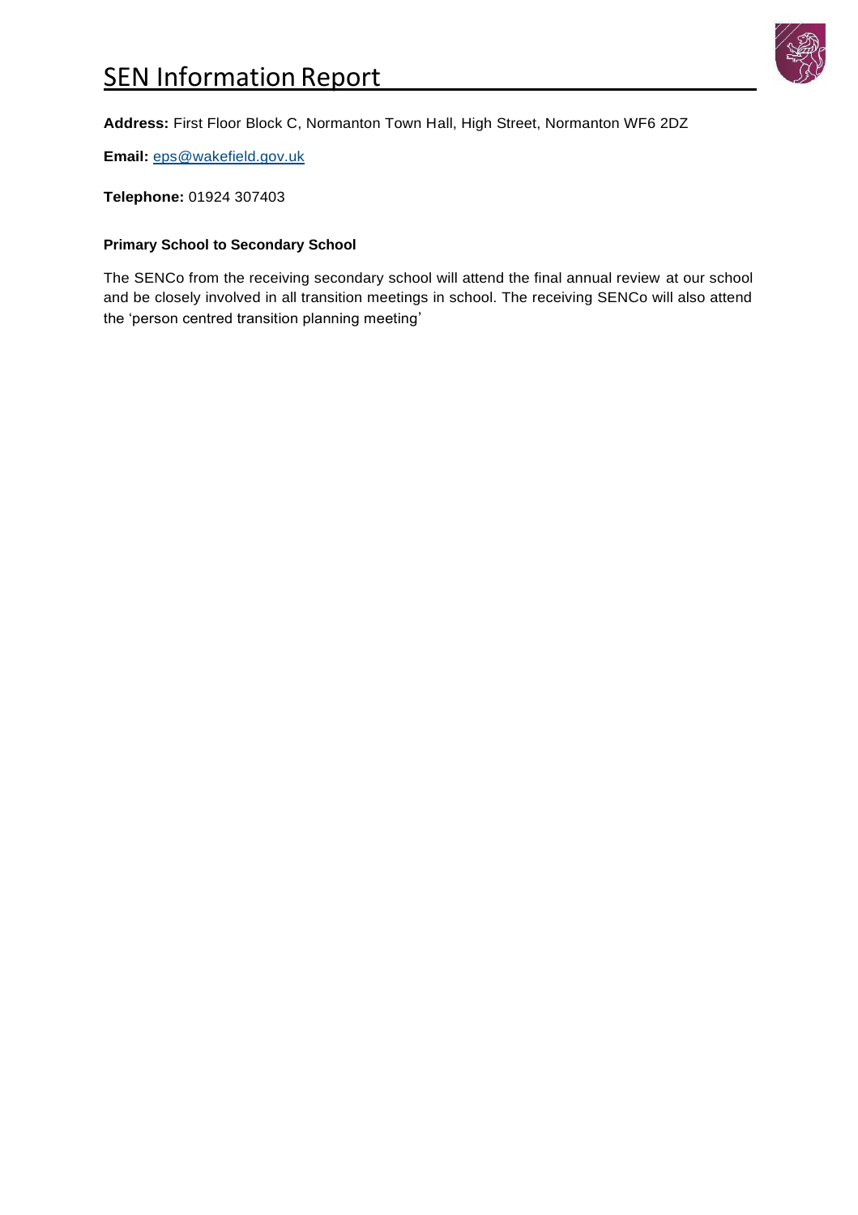# SEN Information Report

**Address:** First Floor Block C, Normanton Town Hall, High Street, Normanton WF6 2DZ

**Email:** eps@wakefield.gov.uk

**Telephone:** 01924 307403

**Primary School to Secondary School**

The SENCo from the receiving secondary school will attend the final annual review at our school and be closely involved in all transition meetings in school. The receiving SENCo will also attend the 'person centred transition planning meeting'